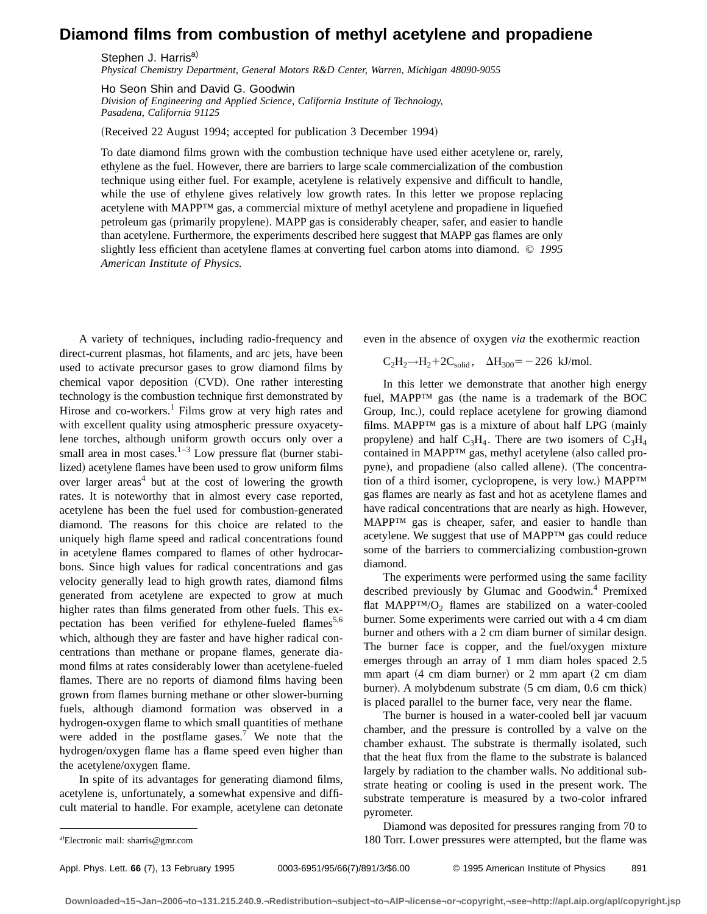# Diamond films from combustion of methyl acetylene and propadiene

Stephen J. Harris[a]
*Physical Chemistry Department, General Motors R&D Center, Warren, Michigan 48090-9055*

Ho Seon Shin and David G. Goodwin
*Division of Engineering and Applied Science, California Institute of Technology, Pasadena, California 91125*

(Received 22 August 1994; accepted for publication 3 December 1994)

To date diamond films grown with the combustion technique have used either acetylene or, rarely, ethylene as the fuel. However, there are barriers to large scale commercialization of the combustion technique using either fuel. For example, acetylene is relatively expensive and difficult to handle, while the use of ethylene gives relatively low growth rates. In this letter we propose replacing acetylene with MAPP™ gas, a commercial mixture of methyl acetylene and propadiene in liquefied petroleum gas (primarily propylene). MAPP gas is considerably cheaper, safer, and easier to handle than acetylene. Furthermore, the experiments described here suggest that MAPP gas flames are only slightly less efficient than acetylene flames at converting fuel carbon atoms into diamond. © *1995 American Institute of Physics.*

A variety of techniques, including radio-frequency and direct-current plasmas, hot filaments, and arc jets, have been used to activate precursor gases to grow diamond films by chemical vapor deposition (CVD). One rather interesting technology is the combustion technique first demonstrated by Hirose and co-workers.[1] Films grow at very high rates and with excellent quality using atmospheric pressure oxyacetylene torches, although uniform growth occurs only over a small area in most cases.[1–3] Low pressure flat (burner stabilized) acetylene flames have been used to grow uniform films over larger areas[4] but at the cost of lowering the growth rates. It is noteworthy that in almost every case reported, acetylene has been the fuel used for combustion-generated diamond. The reasons for this choice are related to the uniquely high flame speed and radical concentrations found in acetylene flames compared to flames of other hydrocarbons. Since high values for radical concentrations and gas velocity generally lead to high growth rates, diamond films generated from acetylene are expected to grow at much higher rates than films generated from other fuels. This expectation has been verified for ethylene-fueled flames[5,6] which, although they are faster and have higher radical concentrations than methane or propane flames, generate diamond films at rates considerably lower than acetylene-fueled flames. There are no reports of diamond films having been grown from flames burning methane or other slower-burning fuels, although diamond formation was observed in a hydrogen-oxygen flame to which small quantities of methane were added in the postflame gases.[7] We note that the hydrogen/oxygen flame has a flame speed even higher than the acetylene/oxygen flame.

In spite of its advantages for generating diamond films, acetylene is, unfortunately, a somewhat expensive and difficult material to handle. For example, acetylene can detonate even in the absence of oxygen *via* the exothermic reaction

$$C_2H_2 \rightarrow H_2 + 2C_{solid}, \quad \Delta H_{300} = -226 \text{ kJ/mol.}$$

In this letter we demonstrate that another high energy fuel, MAPP™ gas (the name is a trademark of the BOC Group, Inc.), could replace acetylene for growing diamond films. MAPP™ gas is a mixture of about half LPG (mainly propylene) and half $C_3H_4$. There are two isomers of $C_3H_4$ contained in MAPP™ gas, methyl acetylene (also called propyne), and propadiene (also called allene). (The concentration of a third isomer, cyclopropene, is very low.) MAPP™ gas flames are nearly as fast and hot as acetylene flames and have radical concentrations that are nearly as high. However, MAPP™ gas is cheaper, safer, and easier to handle than acetylene. We suggest that use of MAPP™ gas could reduce some of the barriers to commercializing combustion-grown diamond.

The experiments were performed using the same facility described previously by Glumac and Goodwin.[4] Premixed flat MAPP™/$O_2$ flames are stabilized on a water-cooled burner. Some experiments were carried out with a 4 cm diam burner and others with a 2 cm diam burner of similar design. The burner face is copper, and the fuel/oxygen mixture emerges through an array of 1 mm diam holes spaced 2.5 mm apart (4 cm diam burner) or 2 mm apart (2 cm diam burner). A molybdenum substrate (5 cm diam, 0.6 cm thick) is placed parallel to the burner face, very near the flame.

The burner is housed in a water-cooled bell jar vacuum chamber, and the pressure is controlled by a valve on the chamber exhaust. The substrate is thermally isolated, such that the heat flux from the flame to the substrate is balanced largely by radiation to the chamber walls. No additional substrate heating or cooling is used in the present work. The substrate temperature is measured by a two-color infrared pyrometer.

Diamond was deposited for pressures ranging from 70 to 180 Torr. Lower pressures were attempted, but the flame was

[a]Electronic mail: sharris@gmr.com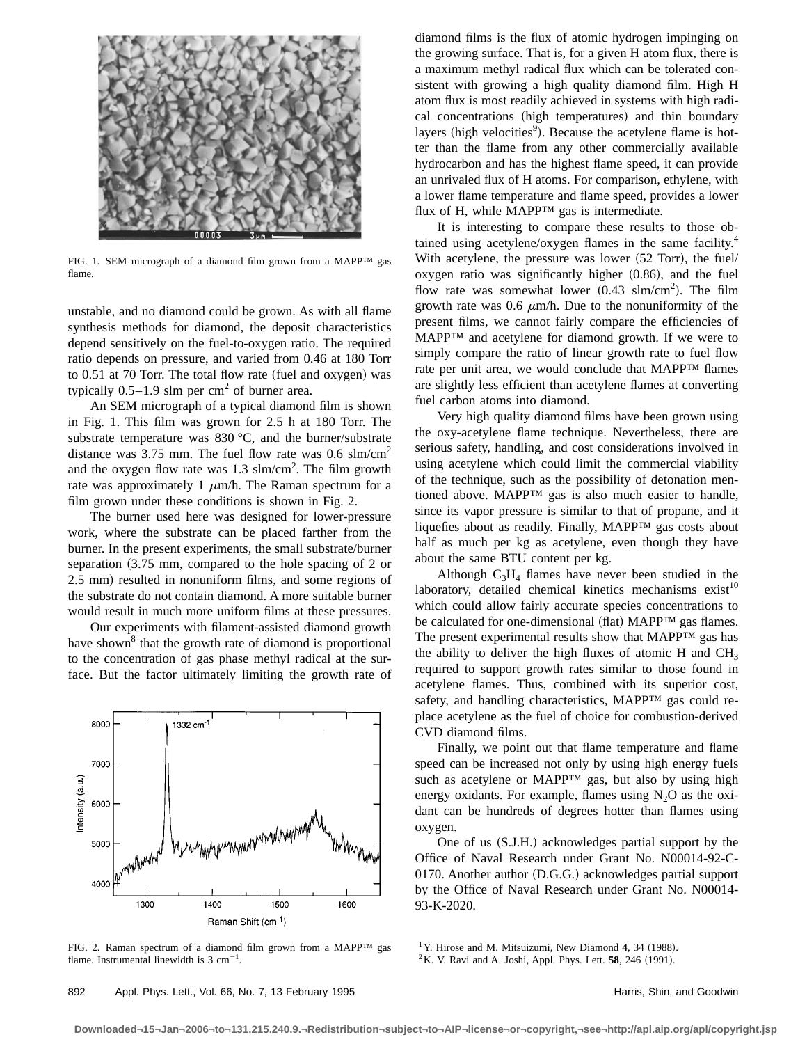FIG. 1. SEM micrograph of a diamond film grown from a MAPP™ gas flame.

unstable, and no diamond could be grown. As with all flame synthesis methods for diamond, the deposit characteristics depend sensitively on the fuel-to-oxygen ratio. The required ratio depends on pressure, and varied from 0.46 at 180 Torr to 0.51 at 70 Torr. The total flow rate (fuel and oxygen) was typically 0.5–1.9 slm per $cm^2$ of burner area.

An SEM micrograph of a typical diamond film is shown in Fig. 1. This film was grown for 2.5 h at 180 Torr. The substrate temperature was 830 °C, and the burner/substrate distance was 3.75 mm. The fuel flow rate was 0.6 slm/$cm^2$ and the oxygen flow rate was 1.3 slm/$cm^2$. The film growth rate was approximately 1 $\mu$m/h. The Raman spectrum for a film grown under these conditions is shown in Fig. 2.

The burner used here was designed for lower-pressure work, where the substrate can be placed farther from the burner. In the present experiments, the small substrate/burner separation (3.75 mm, compared to the hole spacing of 2 or 2.5 mm) resulted in nonuniform films, and some regions of the substrate do not contain diamond. A more suitable burner would result in much more uniform films at these pressures.

Our experiments with filament-assisted diamond growth have shown[8] that the growth rate of diamond is proportional to the concentration of gas phase methyl radical at the surface. But the factor ultimately limiting the growth rate of diamond films is the flux of atomic hydrogen impinging on the growing surface. That is, for a given H atom flux, there is a maximum methyl radical flux which can be tolerated consistent with growing a high quality diamond film. High H atom flux is most readily achieved in systems with high radical concentrations (high temperatures) and thin boundary layers (high velocities[9]). Because the acetylene flame is hotter than the flame from any other commercially available hydrocarbon and has the highest flame speed, it can provide an unrivaled flux of H atoms. For comparison, ethylene, with a lower flame temperature and flame speed, provides a lower flux of H, while MAPP™ gas is intermediate.

FIG. 2. Raman spectrum of a diamond film grown from a MAPP™ gas flame. Instrumental linewidth is 3 $cm^{-1}$.

It is interesting to compare these results to those obtained using acetylene/oxygen flames in the same facility.[4] With acetylene, the pressure was lower (52 Torr), the fuel/oxygen ratio was significantly higher (0.86), and the fuel flow rate was somewhat lower (0.43 slm/$cm^2$). The film growth rate was 0.6 $\mu$m/h. Due to the nonuniformity of the present films, we cannot fairly compare the efficiencies of MAPP™ and acetylene for diamond growth. If we were to simply compare the ratio of linear growth rate to fuel flow rate per unit area, we would conclude that MAPP™ flames are slightly less efficient than acetylene flames at converting fuel carbon atoms into diamond.

Very high quality diamond films have been grown using the oxy-acetylene flame technique. Nevertheless, there are serious safety, handling, and cost considerations involved in using acetylene which could limit the commercial viability of the technique, such as the possibility of detonation mentioned above. MAPP™ gas is also much easier to handle, since its vapor pressure is similar to that of propane, and it liquefies about as readily. Finally, MAPP™ gas costs about half as much per kg as acetylene, even though they have about the same BTU content per kg.

Although $C_3H_4$ flames have never been studied in the laboratory, detailed chemical kinetics mechanisms exist[10] which could allow fairly accurate species concentrations to be calculated for one-dimensional (flat) MAPP™ gas flames. The present experimental results show that MAPP™ gas has the ability to deliver the high fluxes of atomic H and $CH_3$ required to support growth rates similar to those found in acetylene flames. Thus, combined with its superior cost, safety, and handling characteristics, MAPP™ gas could replace acetylene as the fuel of choice for combustion-derived CVD diamond films.

Finally, we point out that flame temperature and flame speed can be increased not only by using high energy fuels such as acetylene or MAPP™ gas, but also by using high energy oxidants. For example, flames using $N_2O$ as the oxidant can be hundreds of degrees hotter than flames using oxygen.

One of us (S.J.H.) acknowledges partial support by the Office of Naval Research under Grant No. N00014-92-C-0170. Another author (D.G.G.) acknowledges partial support by the Office of Naval Research under Grant No. N00014-93-K-2020.

[1] Y. Hirose and M. Mitsuizumi, New Diamond **4**, 34 (1988).
[2] K. V. Ravi and A. Joshi, Appl. Phys. Lett. **58**, 246 (1991).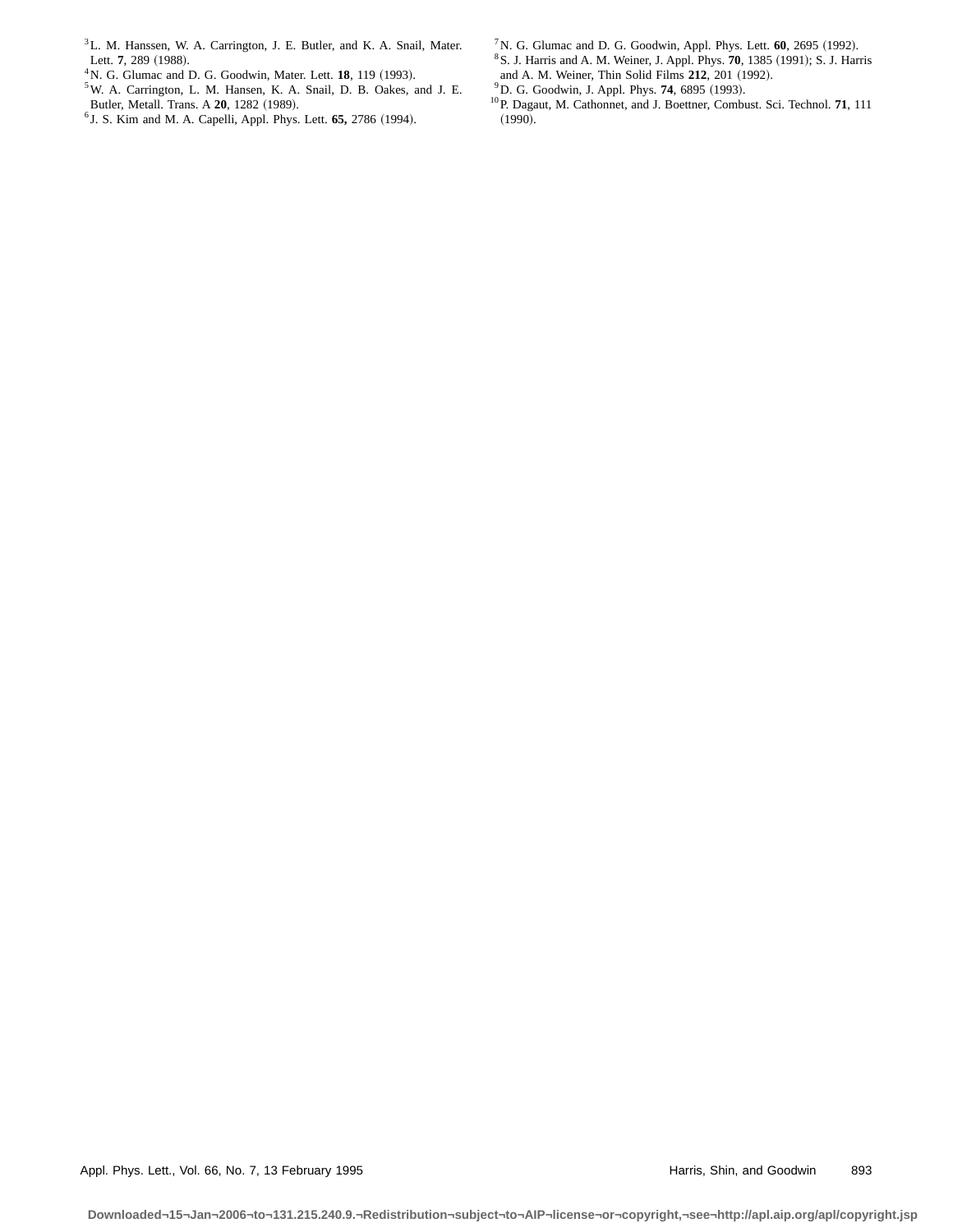[3] L. M. Hanssen, W. A. Carrington, J. E. Butler, and K. A. Snail, Mater. Lett. **7**, 289 (1988).

[4] N. G. Glumac and D. G. Goodwin, Mater. Lett. **18**, 119 (1993).

[5] W. A. Carrington, L. M. Hansen, K. A. Snail, D. B. Oakes, and J. E. Butler, Metall. Trans. A **20**, 1282 (1989).

[6] J. S. Kim and M. A. Capelli, Appl. Phys. Lett. **65,** 2786 (1994).

[7] N. G. Glumac and D. G. Goodwin, Appl. Phys. Lett. **60**, 2695 (1992).

[8] S. J. Harris and A. M. Weiner, J. Appl. Phys. **70**, 1385 (1991); S. J. Harris and A. M. Weiner, Thin Solid Films **212**, 201 (1992).

[9] D. G. Goodwin, J. Appl. Phys. **74**, 6895 (1993).

[10] P. Dagaut, M. Cathonnet, and J. Boettner, Combust. Sci. Technol. **71**, 111 (1990).